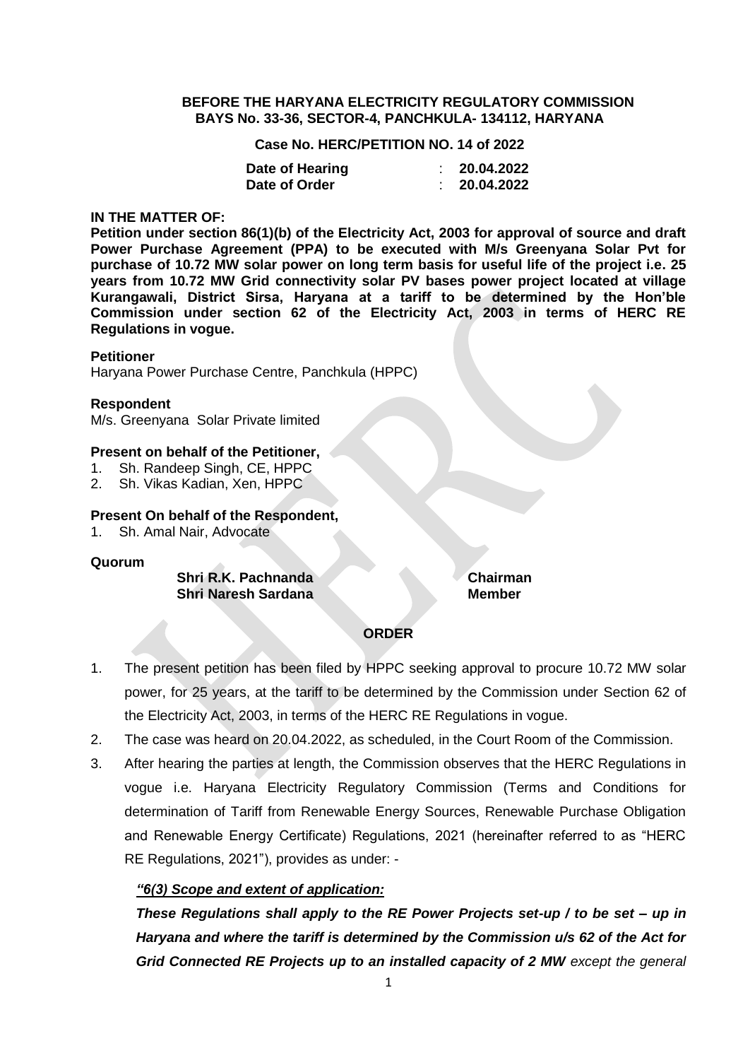**BEFORE THE HARYANA ELECTRICITY REGULATORY COMMISSION**
**BAYS No. 33-36, SECTOR-4, PANCHKULA- 134112, HARYANA**

**Case No. HERC/PETITION NO. 14 of 2022**

| | | |
|---|---|---|
| **Date of Hearing** | : | **20.04.2022** |
| **Date of Order** | : | **20.04.2022** |

**IN THE MATTER OF:**

**Petition under section 86(1)(b) of the Electricity Act, 2003 for approval of source and draft Power Purchase Agreement (PPA) to be executed with M/s Greenyana Solar Pvt for purchase of 10.72 MW solar power on long term basis for useful life of the project i.e. 25 years from 10.72 MW Grid connectivity solar PV bases power project located at village Kurangawali, District Sirsa, Haryana at a tariff to be determined by the Hon'ble Commission under section 62 of the Electricity Act, 2003 in terms of HERC RE Regulations in vogue.**

**Petitioner**

Haryana Power Purchase Centre, Panchkula (HPPC)

**Respondent**

M/s. Greenyana Solar Private limited

**Present on behalf of the Petitioner,**

1. Sh. Randeep Singh, CE, HPPC
2. Sh. Vikas Kadian, Xen, HPPC

**Present On behalf of the Respondent,**

1. Sh. Amal Nair, Advocate

**Quorum**

| | |
|---|---|
| **Shri R.K. Pachnanda** | **Chairman** |
| **Shri Naresh Sardana** | **Member** |

**ORDER**

1. The present petition has been filed by HPPC seeking approval to procure 10.72 MW solar power, for 25 years, at the tariff to be determined by the Commission under Section 62 of the Electricity Act, 2003, in terms of the HERC RE Regulations in vogue.
2. The case was heard on 20.04.2022, as scheduled, in the Court Room of the Commission.
3. After hearing the parties at length, the Commission observes that the HERC Regulations in vogue i.e. Haryana Electricity Regulatory Commission (Terms and Conditions for determination of Tariff from Renewable Energy Sources, Renewable Purchase Obligation and Renewable Energy Certificate) Regulations, 2021 (hereinafter referred to as "HERC RE Regulations, 2021"), provides as under: -

   ***"6(3) Scope and extent of application:***

   ***These Regulations shall apply to the RE Power Projects set-up / to be set – up in Haryana and where the tariff is determined by the Commission u/s 62 of the Act for Grid Connected RE Projects up to an installed capacity of 2 MW*** *except the general*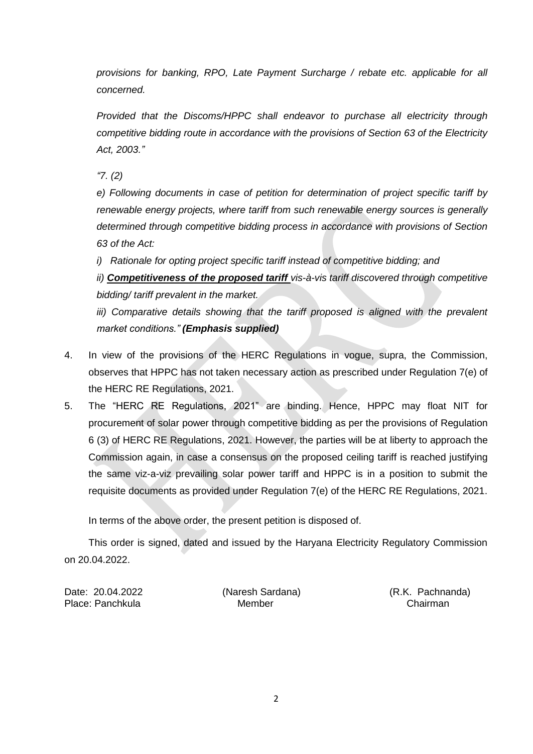*provisions for banking, RPO, Late Payment Surcharge / rebate etc. applicable for all concerned.*

*Provided that the Discoms/HPPC shall endeavor to purchase all electricity through competitive bidding route in accordance with the provisions of Section 63 of the Electricity Act, 2003."*

*"7. (2)*

*e) Following documents in case of petition for determination of project specific tariff by renewable energy projects, where tariff from such renewable energy sources is generally determined through competitive bidding process in accordance with provisions of Section 63 of the Act:*

*i) Rationale for opting project specific tariff instead of competitive bidding; and*

*ii)* ***<u>Competitiveness of the proposed tariff</u>*** *vis-à-vis tariff discovered through competitive bidding/ tariff prevalent in the market.*

*iii) Comparative details showing that the tariff proposed is aligned with the prevalent market conditions."* ***(Emphasis supplied)***

4. In view of the provisions of the HERC Regulations in vogue, supra, the Commission, observes that HPPC has not taken necessary action as prescribed under Regulation 7(e) of the HERC RE Regulations, 2021.

5. The "HERC RE Regulations, 2021" are binding. Hence, HPPC may float NIT for procurement of solar power through competitive bidding as per the provisions of Regulation 6 (3) of HERC RE Regulations, 2021. However, the parties will be at liberty to approach the Commission again, in case a consensus on the proposed ceiling tariff is reached justifying the same viz-a-viz prevailing solar power tariff and HPPC is in a position to submit the requisite documents as provided under Regulation 7(e) of the HERC RE Regulations, 2021.

In terms of the above order, the present petition is disposed of.

This order is signed, dated and issued by the Haryana Electricity Regulatory Commission on 20.04.2022.

Date: 20.04.2022
Place: Panchkula

(Naresh Sardana)
Member

(R.K. Pachnanda)
Chairman